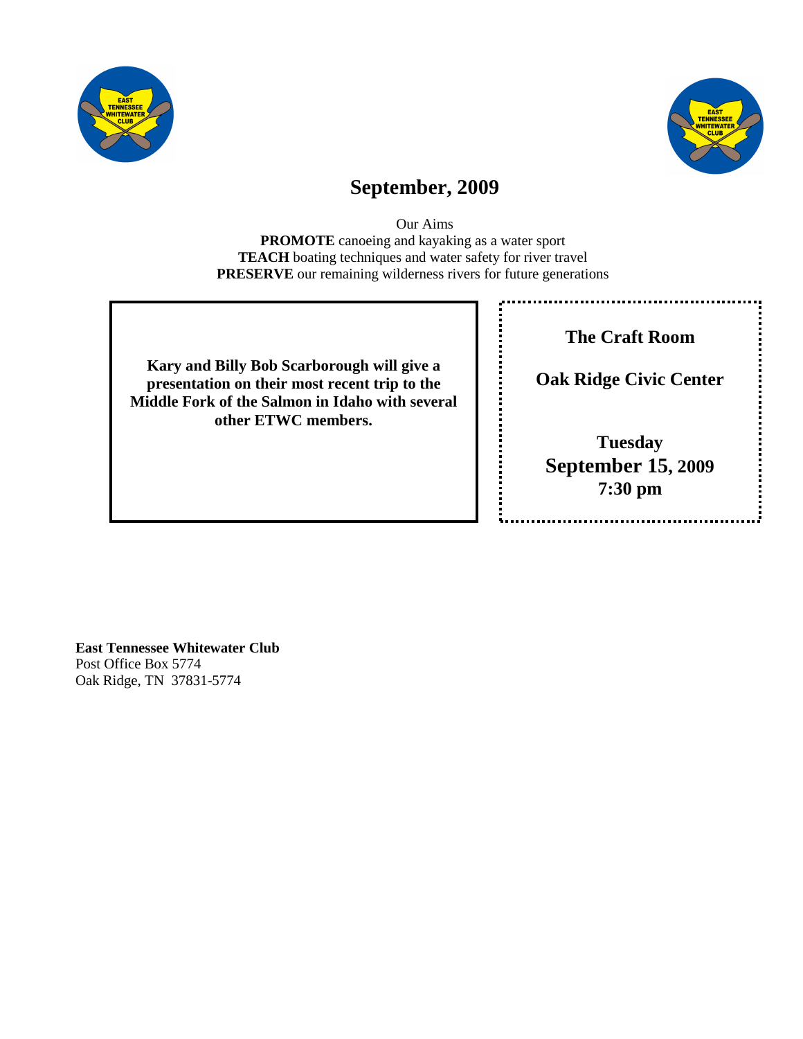# September, 2009

Our Aims

**PROMOTE** canoeing and kayaking as a water sport
**TEACH** boating techniques and water safety for river travel
**PRESERVE** our remaining wilderness rivers for future generations

**Kary and Billy Bob Scarborough will give a presentation on their most recent trip to the Middle Fork of the Salmon in Idaho with several other ETWC members.**

**The Craft Room**

**Oak Ridge Civic Center**

**Tuesday**
**September 15, 2009**
**7:30 pm**

**East Tennessee Whitewater Club**
Post Office Box 5774
Oak Ridge, TN 37831-5774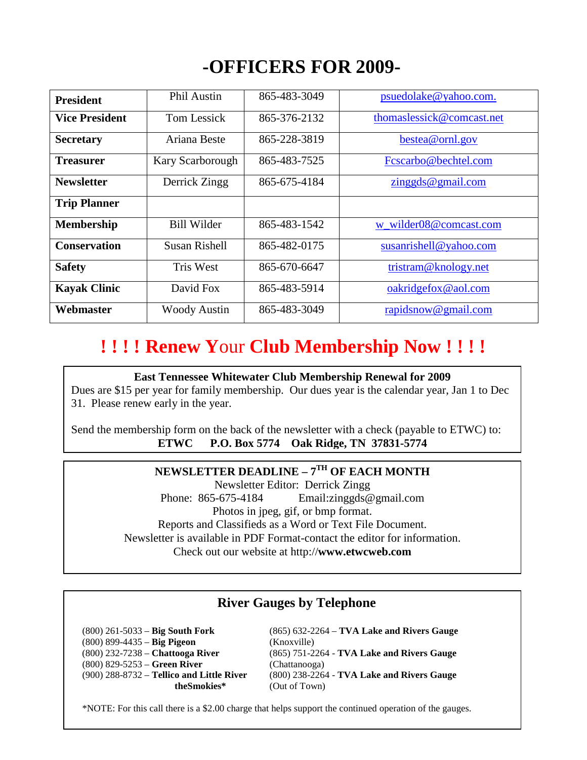# -OFFICERS FOR 2009-

| | | | |
|---|---|---|---|
| **President** | Phil Austin | 865-483-3049 | psuedolake@yahoo.com. |
| **Vice President** | Tom Lessick | 865-376-2132 | thomaslessick@comcast.net |
| **Secretary** | Ariana Beste | 865-228-3819 | bestea@ornl.gov |
| **Treasurer** | Kary Scarborough | 865-483-7525 | Fcscarbo@bechtel.com |
| **Newsletter** | Derrick Zingg | 865-675-4184 | zinggds@gmail.com |
| **Trip Planner** | | | |
| **Membership** | Bill Wilder | 865-483-1542 | w_wilder08@comcast.com |
| **Conservation** | Susan Rishell | 865-482-0175 | susanrishell@yahoo.com |
| **Safety** | Tris West | 865-670-6647 | tristram@knology.net |
| **Kayak Clinic** | David Fox | 865-483-5914 | oakridgefox@aol.com |
| **Webmaster** | Woody Austin | 865-483-3049 | rapidsnow@gmail.com |

## ! ! ! ! Renew Your Club Membership Now ! ! ! !

**East Tennessee Whitewater Club Membership Renewal for 2009**

Dues are $15 per year for family membership. Our dues year is the calendar year, Jan 1 to Dec 31. Please renew early in the year.

Send the membership form on the back of the newsletter with a check (payable to ETWC) to:
**ETWC P.O. Box 5774 Oak Ridge, TN 37831-5774**

**NEWSLETTER DEADLINE – 7TH OF EACH MONTH**

Newsletter Editor: Derrick Zingg
Phone: 865-675-4184 Email:zinggds@gmail.com
Photos in jpeg, gif, or bmp format.
Reports and Classifieds as a Word or Text File Document.
Newsletter is available in PDF Format-contact the editor for information.
Check out our website at http://**www.etwcweb.com**

### River Gauges by Telephone

(800) 261-5033 – **Big South Fork**
(800) 899-4435 – **Big Pigeon**
(800) 232-7238 – **Chattooga River**
(800) 829-5253 – **Green River**
(900) 288-8732 – **Tellico and Little River theSmokies***

(865) 632-2264 – **TVA Lake and Rivers Gauge** (Knoxville)
(865) 751-2264 - **TVA Lake and Rivers Gauge** (Chattanooga)
(800) 238-2264 - **TVA Lake and Rivers Gauge** (Out of Town)

*NOTE: For this call there is a $2.00 charge that helps support the continued operation of the gauges.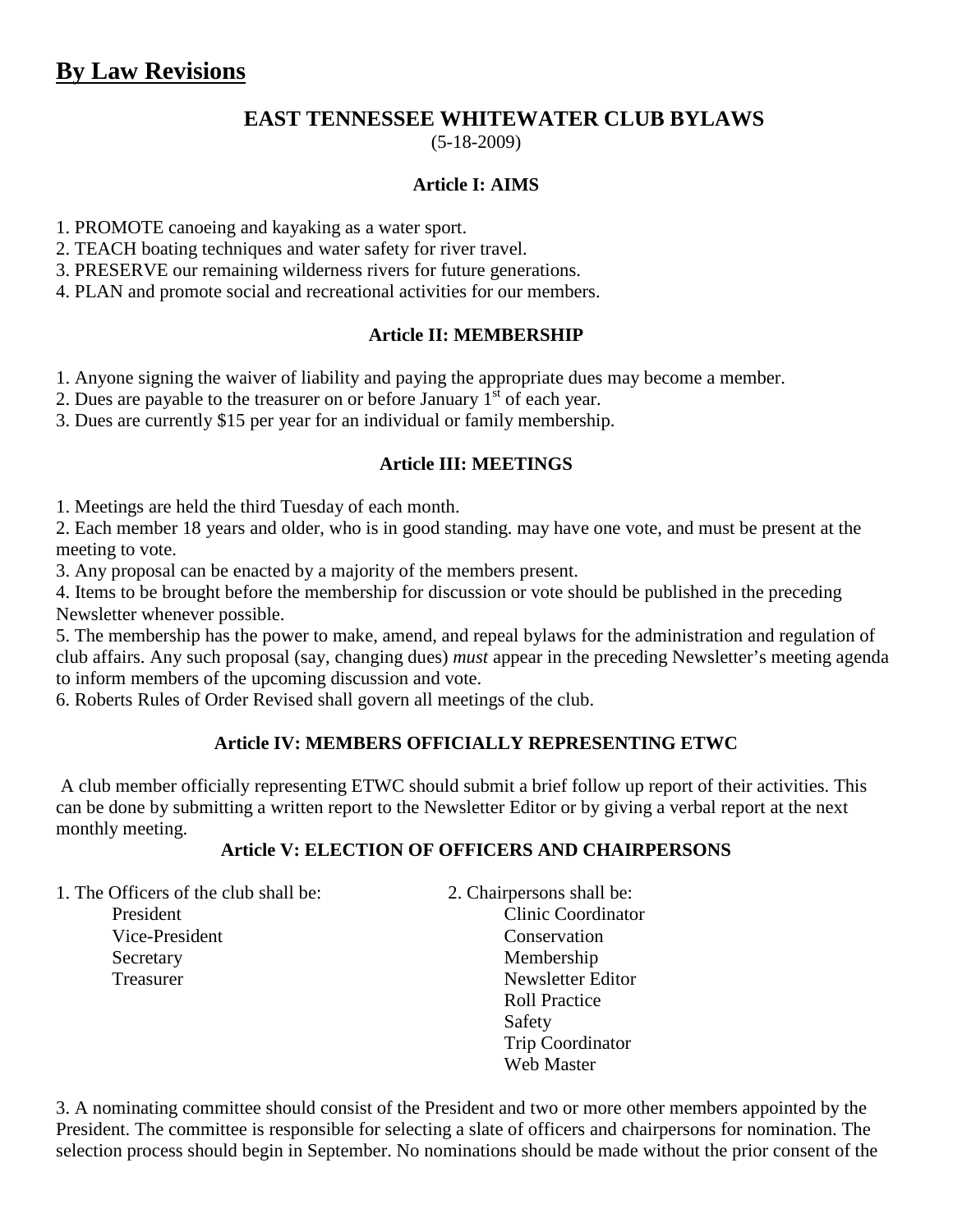# By Law Revisions

## EAST TENNESSEE WHITEWATER CLUB BYLAWS

(5-18-2009)

### Article I: AIMS

1. PROMOTE canoeing and kayaking as a water sport.
2. TEACH boating techniques and water safety for river travel.
3. PRESERVE our remaining wilderness rivers for future generations.
4. PLAN and promote social and recreational activities for our members.

### Article II: MEMBERSHIP

1. Anyone signing the waiver of liability and paying the appropriate dues may become a member.
2. Dues are payable to the treasurer on or before January 1st of each year.
3. Dues are currently $15 per year for an individual or family membership.

### Article III: MEETINGS

1. Meetings are held the third Tuesday of each month.
2. Each member 18 years and older, who is in good standing. may have one vote, and must be present at the meeting to vote.
3. Any proposal can be enacted by a majority of the members present.
4. Items to be brought before the membership for discussion or vote should be published in the preceding Newsletter whenever possible.
5. The membership has the power to make, amend, and repeal bylaws for the administration and regulation of club affairs. Any such proposal (say, changing dues) *must* appear in the preceding Newsletter's meeting agenda to inform members of the upcoming discussion and vote.
6. Roberts Rules of Order Revised shall govern all meetings of the club.

### Article IV: MEMBERS OFFICIALLY REPRESENTING ETWC

A club member officially representing ETWC should submit a brief follow up report of their activities. This can be done by submitting a written report to the Newsletter Editor or by giving a verbal report at the next monthly meeting.

### Article V: ELECTION OF OFFICERS AND CHAIRPERSONS

1. The Officers of the club shall be:
   - President
   - Vice-President
   - Secretary
   - Treasurer
2. Chairpersons shall be:
   - Clinic Coordinator
   - Conservation
   - Membership
   - Newsletter Editor
   - Roll Practice
   - Safety
   - Trip Coordinator
   - Web Master
3. A nominating committee should consist of the President and two or more other members appointed by the President. The committee is responsible for selecting a slate of officers and chairpersons for nomination. The selection process should begin in September. No nominations should be made without the prior consent of the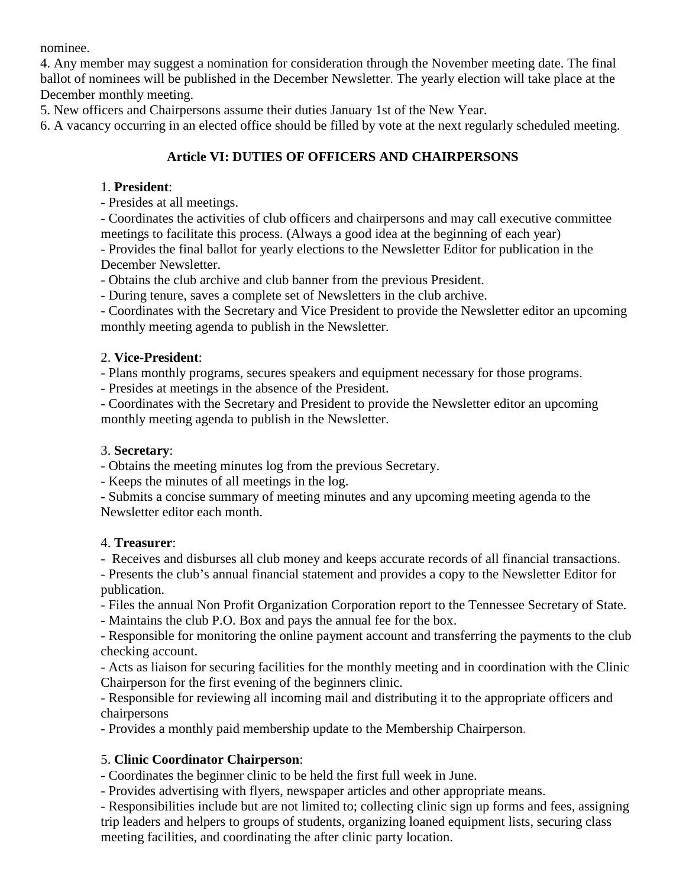nominee.

4. Any member may suggest a nomination for consideration through the November meeting date. The final ballot of nominees will be published in the December Newsletter. The yearly election will take place at the December monthly meeting.

5. New officers and Chairpersons assume their duties January 1st of the New Year.

6. A vacancy occurring in an elected office should be filled by vote at the next regularly scheduled meeting.

## Article VI: DUTIES OF OFFICERS AND CHAIRPERSONS

1. **President**:

- Presides at all meetings.
- Coordinates the activities of club officers and chairpersons and may call executive committee meetings to facilitate this process. (Always a good idea at the beginning of each year)
- Provides the final ballot for yearly elections to the Newsletter Editor for publication in the December Newsletter.
- Obtains the club archive and club banner from the previous President.
- During tenure, saves a complete set of Newsletters in the club archive.
- Coordinates with the Secretary and Vice President to provide the Newsletter editor an upcoming monthly meeting agenda to publish in the Newsletter.

2. **Vice-President**:

- Plans monthly programs, secures speakers and equipment necessary for those programs.
- Presides at meetings in the absence of the President.
- Coordinates with the Secretary and President to provide the Newsletter editor an upcoming monthly meeting agenda to publish in the Newsletter.

3. **Secretary**:

- Obtains the meeting minutes log from the previous Secretary.
- Keeps the minutes of all meetings in the log.
- Submits a concise summary of meeting minutes and any upcoming meeting agenda to the Newsletter editor each month.

4. **Treasurer**:

- Receives and disburses all club money and keeps accurate records of all financial transactions.
- Presents the club's annual financial statement and provides a copy to the Newsletter Editor for publication.
- Files the annual Non Profit Organization Corporation report to the Tennessee Secretary of State.
- Maintains the club P.O. Box and pays the annual fee for the box.
- Responsible for monitoring the online payment account and transferring the payments to the club checking account.
- Acts as liaison for securing facilities for the monthly meeting and in coordination with the Clinic Chairperson for the first evening of the beginners clinic.
- Responsible for reviewing all incoming mail and distributing it to the appropriate officers and chairpersons
- Provides a monthly paid membership update to the Membership Chairperson.

5. **Clinic Coordinator Chairperson**:

- Coordinates the beginner clinic to be held the first full week in June.
- Provides advertising with flyers, newspaper articles and other appropriate means.
- Responsibilities include but are not limited to; collecting clinic sign up forms and fees, assigning trip leaders and helpers to groups of students, organizing loaned equipment lists, securing class meeting facilities, and coordinating the after clinic party location.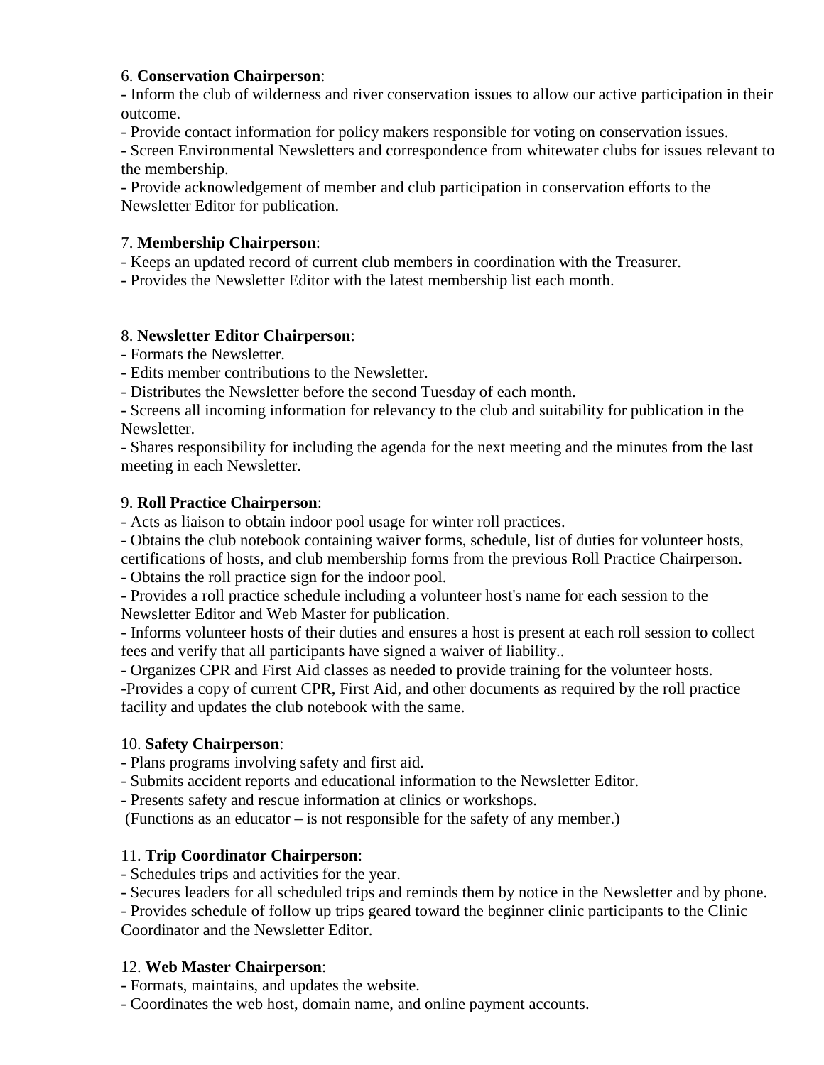6. **Conservation Chairperson**:
- Inform the club of wilderness and river conservation issues to allow our active participation in their outcome.
- Provide contact information for policy makers responsible for voting on conservation issues.
- Screen Environmental Newsletters and correspondence from whitewater clubs for issues relevant to the membership.
- Provide acknowledgement of member and club participation in conservation efforts to the Newsletter Editor for publication.

7. **Membership Chairperson**:
- Keeps an updated record of current club members in coordination with the Treasurer.
- Provides the Newsletter Editor with the latest membership list each month.

8. **Newsletter Editor Chairperson**:
- Formats the Newsletter.
- Edits member contributions to the Newsletter.
- Distributes the Newsletter before the second Tuesday of each month.
- Screens all incoming information for relevancy to the club and suitability for publication in the Newsletter.
- Shares responsibility for including the agenda for the next meeting and the minutes from the last meeting in each Newsletter.

9. **Roll Practice Chairperson**:
- Acts as liaison to obtain indoor pool usage for winter roll practices.
- Obtains the club notebook containing waiver forms, schedule, list of duties for volunteer hosts, certifications of hosts, and club membership forms from the previous Roll Practice Chairperson.
- Obtains the roll practice sign for the indoor pool.
- Provides a roll practice schedule including a volunteer host's name for each session to the Newsletter Editor and Web Master for publication.
- Informs volunteer hosts of their duties and ensures a host is present at each roll session to collect fees and verify that all participants have signed a waiver of liability..
- Organizes CPR and First Aid classes as needed to provide training for the volunteer hosts.
-Provides a copy of current CPR, First Aid, and other documents as required by the roll practice facility and updates the club notebook with the same.

10. **Safety Chairperson**:
- Plans programs involving safety and first aid.
- Submits accident reports and educational information to the Newsletter Editor.
- Presents safety and rescue information at clinics or workshops.
(Functions as an educator – is not responsible for the safety of any member.)

11. **Trip Coordinator Chairperson**:
- Schedules trips and activities for the year.
- Secures leaders for all scheduled trips and reminds them by notice in the Newsletter and by phone.
- Provides schedule of follow up trips geared toward the beginner clinic participants to the Clinic Coordinator and the Newsletter Editor.

12. **Web Master Chairperson**:
- Formats, maintains, and updates the website.
- Coordinates the web host, domain name, and online payment accounts.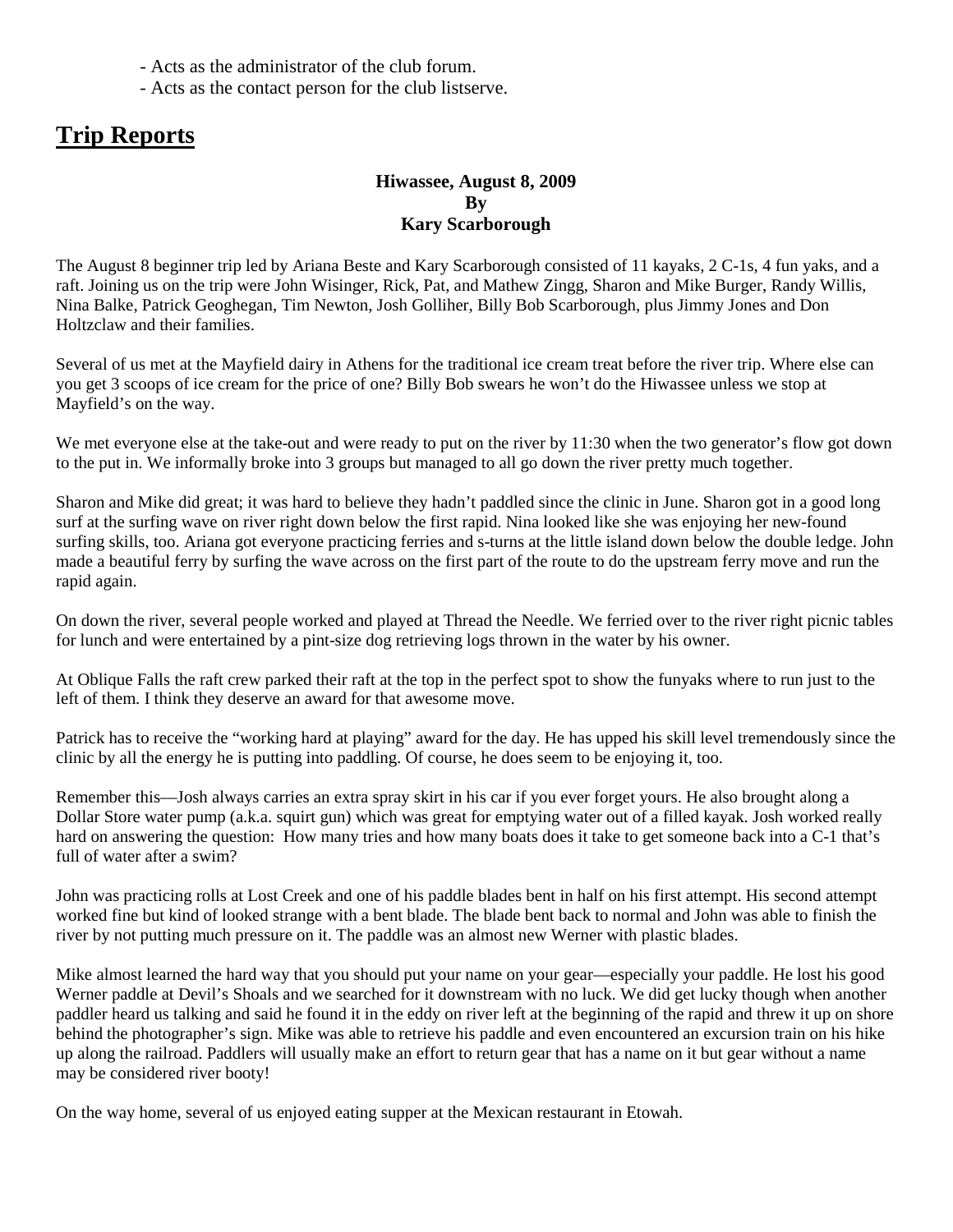- Acts as the administrator of the club forum.
- Acts as the contact person for the club listserve.

## Trip Reports

**Hiwassee, August 8, 2009**
**By**
**Kary Scarborough**

The August 8 beginner trip led by Ariana Beste and Kary Scarborough consisted of 11 kayaks, 2 C-1s, 4 fun yaks, and a raft. Joining us on the trip were John Wisinger, Rick, Pat, and Mathew Zingg, Sharon and Mike Burger, Randy Willis, Nina Balke, Patrick Geoghegan, Tim Newton, Josh Golliher, Billy Bob Scarborough, plus Jimmy Jones and Don Holtzclaw and their families.

Several of us met at the Mayfield dairy in Athens for the traditional ice cream treat before the river trip. Where else can you get 3 scoops of ice cream for the price of one? Billy Bob swears he won't do the Hiwassee unless we stop at Mayfield's on the way.

We met everyone else at the take-out and were ready to put on the river by 11:30 when the two generator's flow got down to the put in. We informally broke into 3 groups but managed to all go down the river pretty much together.

Sharon and Mike did great; it was hard to believe they hadn't paddled since the clinic in June. Sharon got in a good long surf at the surfing wave on river right down below the first rapid. Nina looked like she was enjoying her new-found surfing skills, too. Ariana got everyone practicing ferries and s-turns at the little island down below the double ledge. John made a beautiful ferry by surfing the wave across on the first part of the route to do the upstream ferry move and run the rapid again.

On down the river, several people worked and played at Thread the Needle. We ferried over to the river right picnic tables for lunch and were entertained by a pint-size dog retrieving logs thrown in the water by his owner.

At Oblique Falls the raft crew parked their raft at the top in the perfect spot to show the funyaks where to run just to the left of them. I think they deserve an award for that awesome move.

Patrick has to receive the "working hard at playing" award for the day. He has upped his skill level tremendously since the clinic by all the energy he is putting into paddling. Of course, he does seem to be enjoying it, too.

Remember this—Josh always carries an extra spray skirt in his car if you ever forget yours. He also brought along a Dollar Store water pump (a.k.a. squirt gun) which was great for emptying water out of a filled kayak. Josh worked really hard on answering the question: How many tries and how many boats does it take to get someone back into a C-1 that's full of water after a swim?

John was practicing rolls at Lost Creek and one of his paddle blades bent in half on his first attempt. His second attempt worked fine but kind of looked strange with a bent blade. The blade bent back to normal and John was able to finish the river by not putting much pressure on it. The paddle was an almost new Werner with plastic blades.

Mike almost learned the hard way that you should put your name on your gear—especially your paddle. He lost his good Werner paddle at Devil's Shoals and we searched for it downstream with no luck. We did get lucky though when another paddler heard us talking and said he found it in the eddy on river left at the beginning of the rapid and threw it up on shore behind the photographer's sign. Mike was able to retrieve his paddle and even encountered an excursion train on his hike up along the railroad. Paddlers will usually make an effort to return gear that has a name on it but gear without a name may be considered river booty!

On the way home, several of us enjoyed eating supper at the Mexican restaurant in Etowah.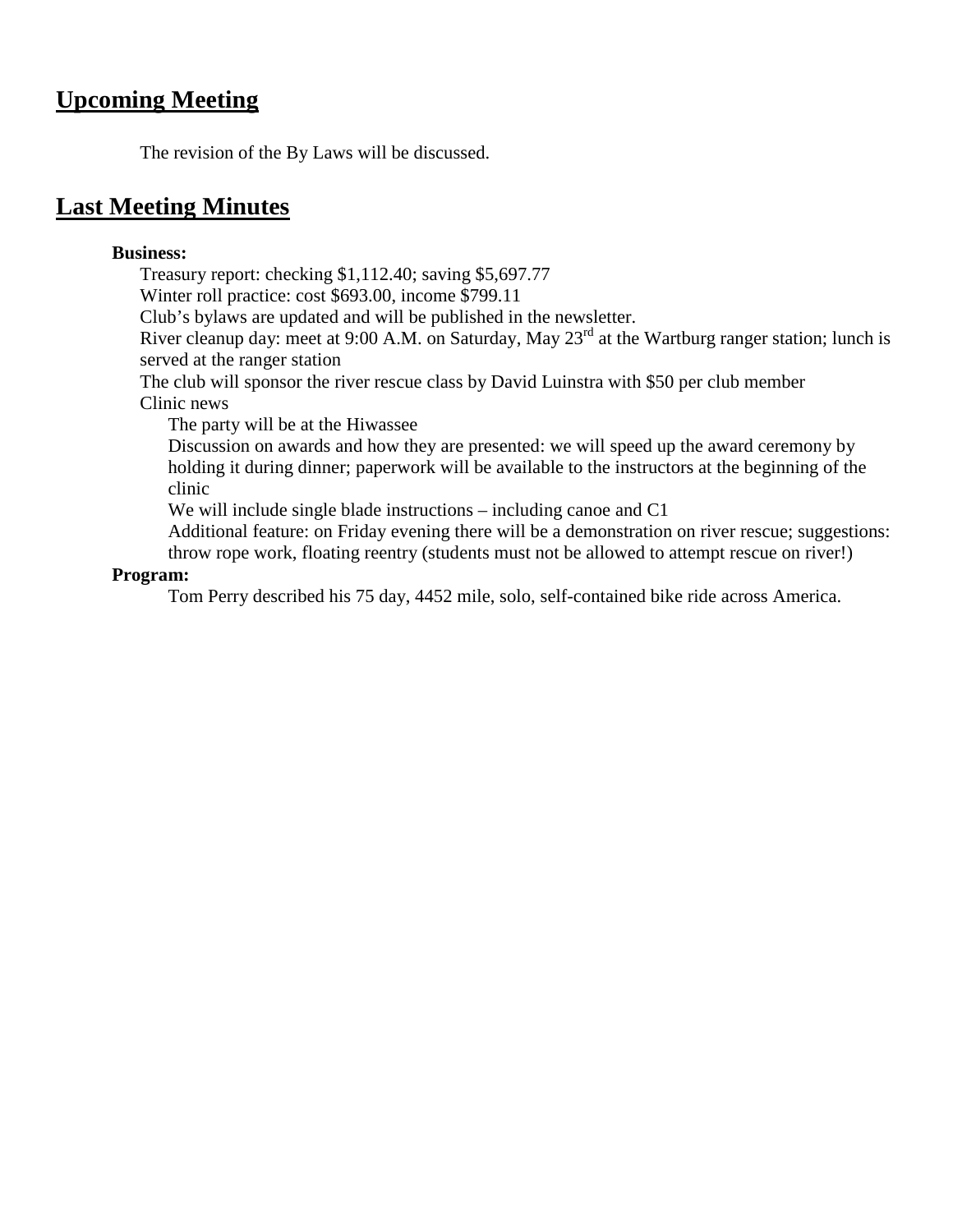## Upcoming Meeting

The revision of the By Laws will be discussed.

## Last Meeting Minutes

**Business:**

Treasury report: checking $1,112.40; saving $5,697.77

Winter roll practice: cost $693.00, income $799.11

Club's bylaws are updated and will be published in the newsletter.

River cleanup day: meet at 9:00 A.M. on Saturday, May 23rd at the Wartburg ranger station; lunch is served at the ranger station

The club will sponsor the river rescue class by David Luinstra with $50 per club member

Clinic news

- The party will be at the Hiwassee
- Discussion on awards and how they are presented: we will speed up the award ceremony by holding it during dinner; paperwork will be available to the instructors at the beginning of the clinic
- We will include single blade instructions – including canoe and C1
- Additional feature: on Friday evening there will be a demonstration on river rescue; suggestions: throw rope work, floating reentry (students must not be allowed to attempt rescue on river!)

**Program:**

Tom Perry described his 75 day, 4452 mile, solo, self-contained bike ride across America.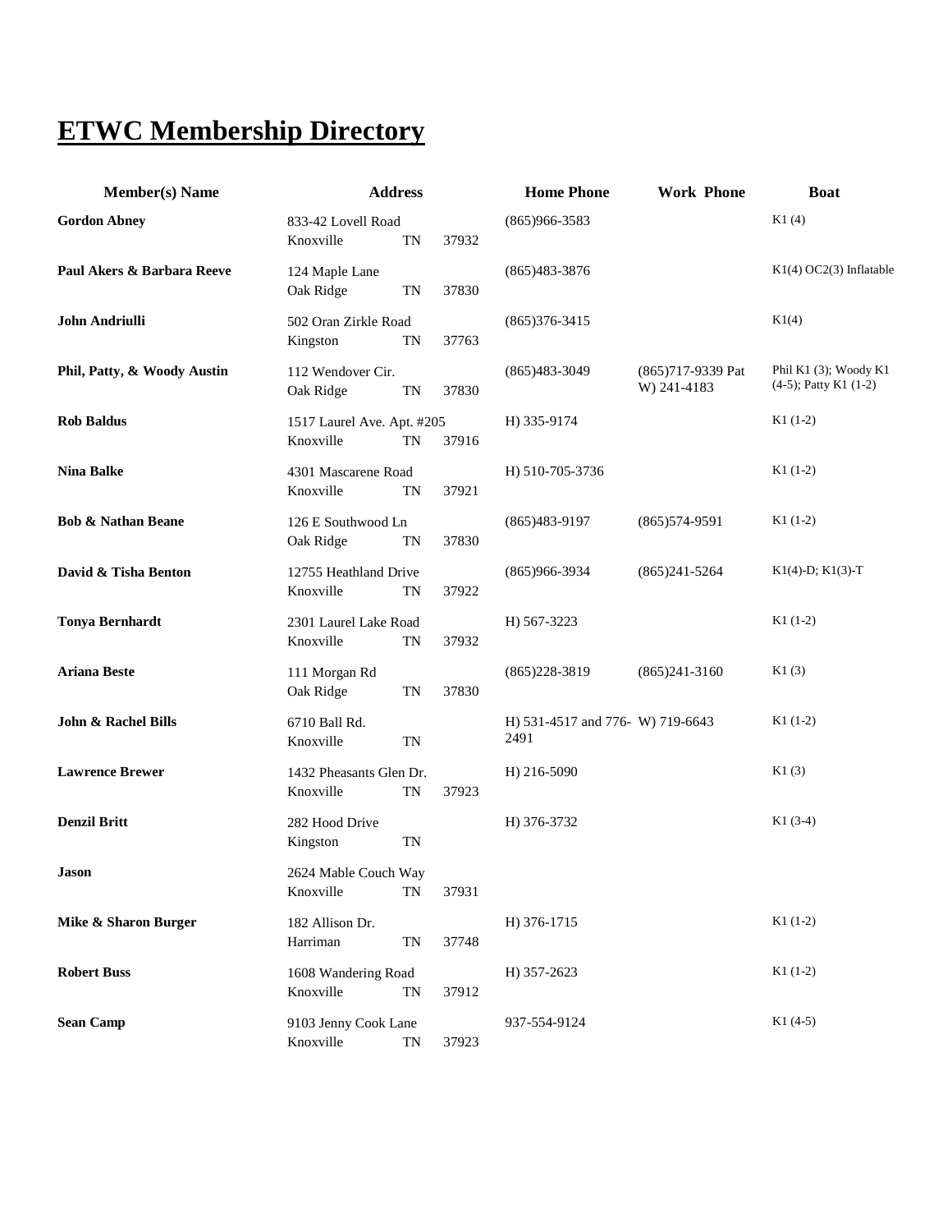# ETWC Membership Directory

| Member(s) Name | Address | Home Phone | Work Phone | Boat |
|---|---|---|---|---|
| **Gordon Abney** | 833-42 Lovell Road<br>Knoxville TN 37932 | (865)966-3583 | | K1 (4) |
| **Paul Akers & Barbara Reeve** | 124 Maple Lane<br>Oak Ridge TN 37830 | (865)483-3876 | | K1(4) OC2(3) Inflatable |
| **John Andriulli** | 502 Oran Zirkle Road<br>Kingston TN 37763 | (865)376-3415 | | K1(4) |
| **Phil, Patty, & Woody Austin** | 112 Wendover Cir.<br>Oak Ridge TN 37830 | (865)483-3049 | (865)717-9339 Pat W) 241-4183 | Phil K1 (3); Woody K1 (4-5); Patty K1 (1-2) |
| **Rob Baldus** | 1517 Laurel Ave. Apt. #205<br>Knoxville TN 37916 | H) 335-9174 | | K1 (1-2) |
| **Nina Balke** | 4301 Mascarene Road<br>Knoxville TN 37921 | H) 510-705-3736 | | K1 (1-2) |
| **Bob & Nathan Beane** | 126 E Southwood Ln<br>Oak Ridge TN 37830 | (865)483-9197 | (865)574-9591 | K1 (1-2) |
| **David & Tisha Benton** | 12755 Heathland Drive<br>Knoxville TN 37922 | (865)966-3934 | (865)241-5264 | K1(4)-D; K1(3)-T |
| **Tonya Bernhardt** | 2301 Laurel Lake Road<br>Knoxville TN 37932 | H) 567-3223 | | K1 (1-2) |
| **Ariana Beste** | 111 Morgan Rd<br>Oak Ridge TN 37830 | (865)228-3819 | (865)241-3160 | K1 (3) |
| **John & Rachel Bills** | 6710 Ball Rd.<br>Knoxville TN | H) 531-4517 and 776-2491 | W) 719-6643 | K1 (1-2) |
| **Lawrence Brewer** | 1432 Pheasants Glen Dr.<br>Knoxville TN 37923 | H) 216-5090 | | K1 (3) |
| **Denzil Britt** | 282 Hood Drive<br>Kingston TN | H) 376-3732 | | K1 (3-4) |
| **Jason** | 2624 Mable Couch Way<br>Knoxville TN 37931 | | | |
| **Mike & Sharon Burger** | 182 Allison Dr.<br>Harriman TN 37748 | H) 376-1715 | | K1 (1-2) |
| **Robert Buss** | 1608 Wandering Road<br>Knoxville TN 37912 | H) 357-2623 | | K1 (1-2) |
| **Sean Camp** | 9103 Jenny Cook Lane<br>Knoxville TN 37923 | 937-554-9124 | | K1 (4-5) |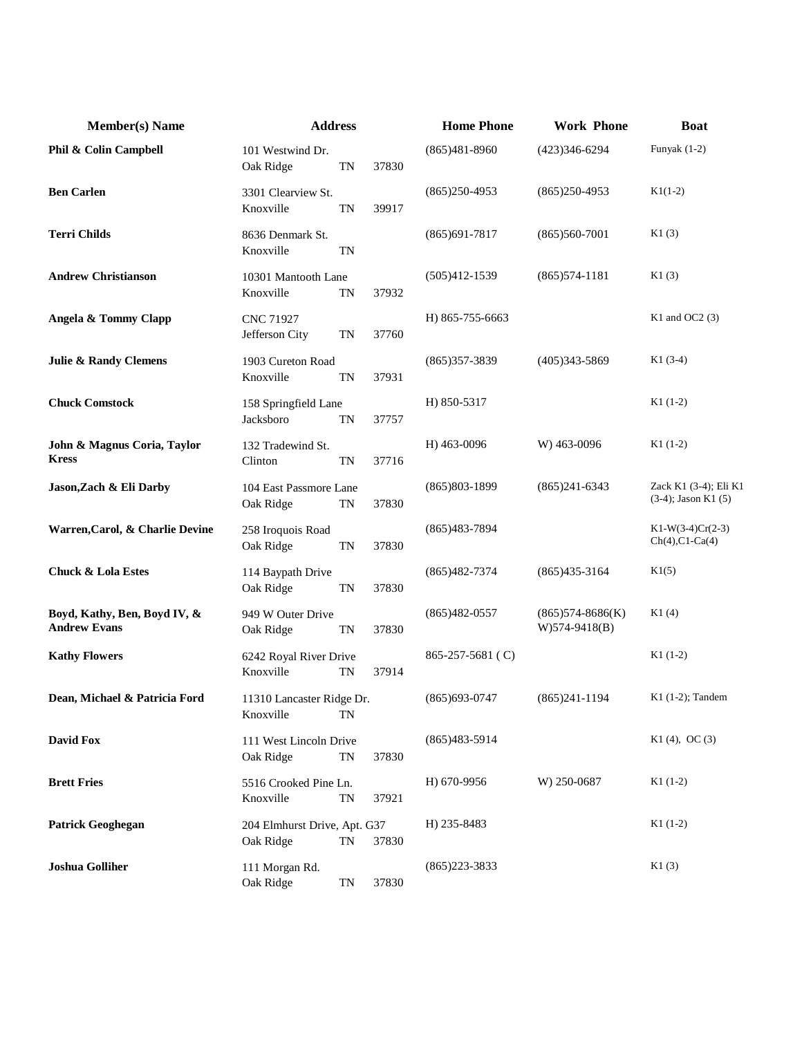| Member(s) Name | Address | Home Phone | Work Phone | Boat |
|---|---|---|---|---|
| **Phil & Colin Campbell** | 101 Westwind Dr.<br>Oak Ridge TN 37830 | (865)481-8960 | (423)346-6294 | Funyak (1-2) |
| **Ben Carlen** | 3301 Clearview St.<br>Knoxville TN 39917 | (865)250-4953 | (865)250-4953 | K1(1-2) |
| **Terri Childs** | 8636 Denmark St.<br>Knoxville TN | (865)691-7817 | (865)560-7001 | K1 (3) |
| **Andrew Christianson** | 10301 Mantooth Lane<br>Knoxville TN 37932 | (505)412-1539 | (865)574-1181 | K1 (3) |
| **Angela & Tommy Clapp** | CNC 71927<br>Jefferson City TN 37760 | H) 865-755-6663 | | K1 and OC2 (3) |
| **Julie & Randy Clemens** | 1903 Cureton Road<br>Knoxville TN 37931 | (865)357-3839 | (405)343-5869 | K1 (3-4) |
| **Chuck Comstock** | 158 Springfield Lane<br>Jacksboro TN 37757 | H) 850-5317 | | K1 (1-2) |
| **John & Magnus Coria, Taylor Kress** | 132 Tradewind St.<br>Clinton TN 37716 | H) 463-0096 | W) 463-0096 | K1 (1-2) |
| **Jason,Zach & Eli Darby** | 104 East Passmore Lane<br>Oak Ridge TN 37830 | (865)803-1899 | (865)241-6343 | Zack K1 (3-4); Eli K1 (3-4); Jason K1 (5) |
| **Warren,Carol, & Charlie Devine** | 258 Iroquois Road<br>Oak Ridge TN 37830 | (865)483-7894 | | K1-W(3-4)Cr(2-3) Ch(4),C1-Ca(4) |
| **Chuck & Lola Estes** | 114 Baypath Drive<br>Oak Ridge TN 37830 | (865)482-7374 | (865)435-3164 | K1(5) |
| **Boyd, Kathy, Ben, Boyd IV, & Andrew Evans** | 949 W Outer Drive<br>Oak Ridge TN 37830 | (865)482-0557 | (865)574-8686(K)<br>W)574-9418(B) | K1 (4) |
| **Kathy Flowers** | 6242 Royal River Drive<br>Knoxville TN 37914 | 865-257-5681 ( C) | | K1 (1-2) |
| **Dean, Michael & Patricia Ford** | 11310 Lancaster Ridge Dr.<br>Knoxville TN | (865)693-0747 | (865)241-1194 | K1 (1-2); Tandem |
| **David Fox** | 111 West Lincoln Drive<br>Oak Ridge TN 37830 | (865)483-5914 | | K1 (4), OC (3) |
| **Brett Fries** | 5516 Crooked Pine Ln.<br>Knoxville TN 37921 | H) 670-9956 | W) 250-0687 | K1 (1-2) |
| **Patrick Geoghegan** | 204 Elmhurst Drive, Apt. G37<br>Oak Ridge TN 37830 | H) 235-8483 | | K1 (1-2) |
| **Joshua Golliher** | 111 Morgan Rd.<br>Oak Ridge TN 37830 | (865)223-3833 | | K1 (3) |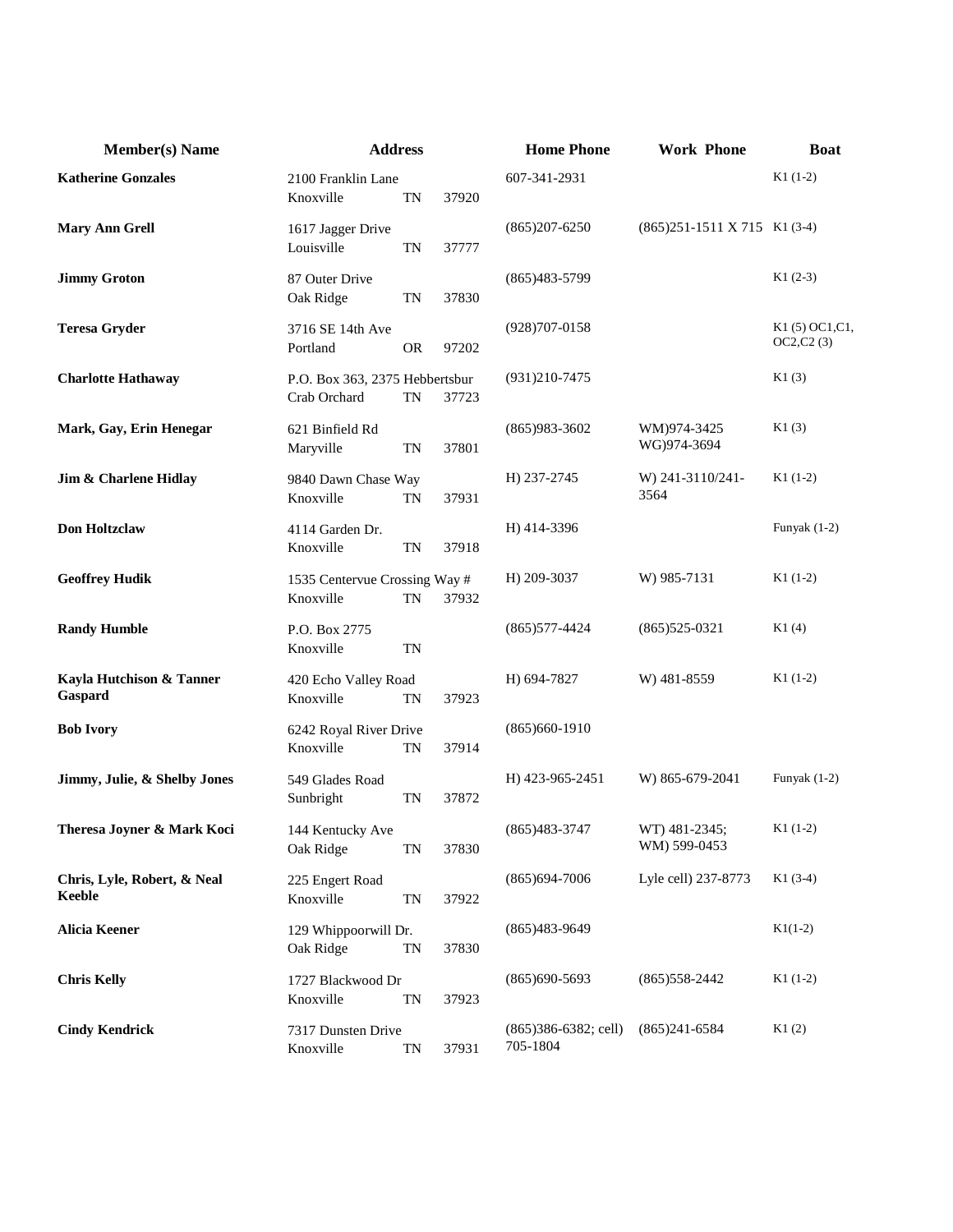| Member(s) Name | Address | Home Phone | Work Phone | Boat |
| --- | --- | --- | --- | --- |
| **Katherine Gonzales** | 2100 Franklin Lane<br>Knoxville TN 37920 | 607-341-2931 | | K1 (1-2) |
| **Mary Ann Grell** | 1617 Jagger Drive<br>Louisville TN 37777 | (865)207-6250 | (865)251-1511 X 715 | K1 (3-4) |
| **Jimmy Groton** | 87 Outer Drive<br>Oak Ridge TN 37830 | (865)483-5799 | | K1 (2-3) |
| **Teresa Gryder** | 3716 SE 14th Ave<br>Portland OR 97202 | (928)707-0158 | | K1 (5) OC1,C1, OC2,C2 (3) |
| **Charlotte Hathaway** | P.O. Box 363, 2375 Hebbertsbur<br>Crab Orchard TN 37723 | (931)210-7475 | | K1 (3) |
| **Mark, Gay, Erin Henegar** | 621 Binfield Rd<br>Maryville TN 37801 | (865)983-3602 | WM)974-3425<br>WG)974-3694 | K1 (3) |
| **Jim & Charlene Hidlay** | 9840 Dawn Chase Way<br>Knoxville TN 37931 | H) 237-2745 | W) 241-3110/241-3564 | K1 (1-2) |
| **Don Holtzclaw** | 4114 Garden Dr.<br>Knoxville TN 37918 | H) 414-3396 | | Funyak (1-2) |
| **Geoffrey Hudik** | 1535 Centervue Crossing Way #<br>Knoxville TN 37932 | H) 209-3037 | W) 985-7131 | K1 (1-2) |
| **Randy Humble** | P.O. Box 2775<br>Knoxville TN | (865)577-4424 | (865)525-0321 | K1 (4) |
| **Kayla Hutchison & Tanner Gaspard** | 420 Echo Valley Road<br>Knoxville TN 37923 | H) 694-7827 | W) 481-8559 | K1 (1-2) |
| **Bob Ivory** | 6242 Royal River Drive<br>Knoxville TN 37914 | (865)660-1910 | | |
| **Jimmy, Julie, & Shelby Jones** | 549 Glades Road<br>Sunbright TN 37872 | H) 423-965-2451 | W) 865-679-2041 | Funyak (1-2) |
| **Theresa Joyner & Mark Koci** | 144 Kentucky Ave<br>Oak Ridge TN 37830 | (865)483-3747 | WT) 481-2345;<br>WM) 599-0453 | K1 (1-2) |
| **Chris, Lyle, Robert, & Neal Keeble** | 225 Engert Road<br>Knoxville TN 37922 | (865)694-7006 | Lyle cell) 237-8773 | K1 (3-4) |
| **Alicia Keener** | 129 Whippoorwill Dr.<br>Oak Ridge TN 37830 | (865)483-9649 | | K1(1-2) |
| **Chris Kelly** | 1727 Blackwood Dr<br>Knoxville TN 37923 | (865)690-5693 | (865)558-2442 | K1 (1-2) |
| **Cindy Kendrick** | 7317 Dunsten Drive<br>Knoxville TN 37931 | (865)386-6382; cell) 705-1804 | (865)241-6584 | K1 (2) |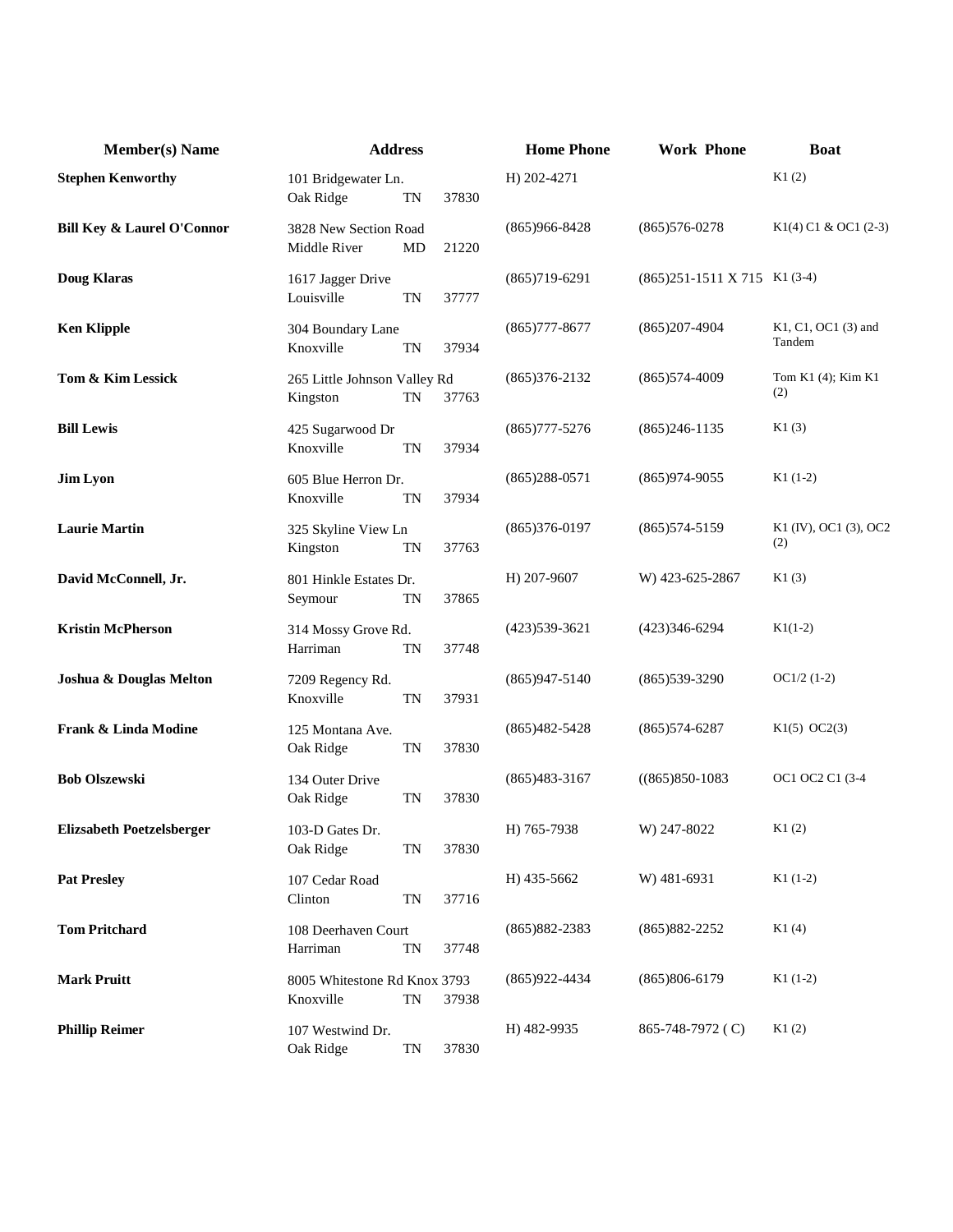| Member(s) Name | Address | Home Phone | Work Phone | Boat |
|---|---|---|---|---|
| **Stephen Kenworthy** | 101 Bridgewater Ln.<br>Oak Ridge TN 37830 | H) 202-4271 | | K1 (2) |
| **Bill Key & Laurel O'Connor** | 3828 New Section Road<br>Middle River MD 21220 | (865)966-8428 | (865)576-0278 | K1(4) C1 & OC1 (2-3) |
| **Doug Klaras** | 1617 Jagger Drive<br>Louisville TN 37777 | (865)719-6291 | (865)251-1511 X 715 | K1 (3-4) |
| **Ken Klipple** | 304 Boundary Lane<br>Knoxville TN 37934 | (865)777-8677 | (865)207-4904 | K1, C1, OC1 (3) and Tandem |
| **Tom & Kim Lessick** | 265 Little Johnson Valley Rd<br>Kingston TN 37763 | (865)376-2132 | (865)574-4009 | Tom K1 (4); Kim K1 (2) |
| **Bill Lewis** | 425 Sugarwood Dr<br>Knoxville TN 37934 | (865)777-5276 | (865)246-1135 | K1 (3) |
| **Jim Lyon** | 605 Blue Herron Dr.<br>Knoxville TN 37934 | (865)288-0571 | (865)974-9055 | K1 (1-2) |
| **Laurie Martin** | 325 Skyline View Ln<br>Kingston TN 37763 | (865)376-0197 | (865)574-5159 | K1 (IV), OC1 (3), OC2 (2) |
| **David McConnell, Jr.** | 801 Hinkle Estates Dr.<br>Seymour TN 37865 | H) 207-9607 | W) 423-625-2867 | K1 (3) |
| **Kristin McPherson** | 314 Mossy Grove Rd.<br>Harriman TN 37748 | (423)539-3621 | (423)346-6294 | K1(1-2) |
| **Joshua & Douglas Melton** | 7209 Regency Rd.<br>Knoxville TN 37931 | (865)947-5140 | (865)539-3290 | OC1/2 (1-2) |
| **Frank & Linda Modine** | 125 Montana Ave.<br>Oak Ridge TN 37830 | (865)482-5428 | (865)574-6287 | K1(5) OC2(3) |
| **Bob Olszewski** | 134 Outer Drive<br>Oak Ridge TN 37830 | (865)483-3167 | ((865)850-1083 | OC1 OC2 C1 (3-4 |
| **Elizsabeth Poetzelsberger** | 103-D Gates Dr.<br>Oak Ridge TN 37830 | H) 765-7938 | W) 247-8022 | K1 (2) |
| **Pat Presley** | 107 Cedar Road<br>Clinton TN 37716 | H) 435-5662 | W) 481-6931 | K1 (1-2) |
| **Tom Pritchard** | 108 Deerhaven Court<br>Harriman TN 37748 | (865)882-2383 | (865)882-2252 | K1 (4) |
| **Mark Pruitt** | 8005 Whitestone Rd Knox 3793<br>Knoxville TN 37938 | (865)922-4434 | (865)806-6179 | K1 (1-2) |
| **Phillip Reimer** | 107 Westwind Dr.<br>Oak Ridge TN 37830 | H) 482-9935 | 865-748-7972 ( C) | K1 (2) |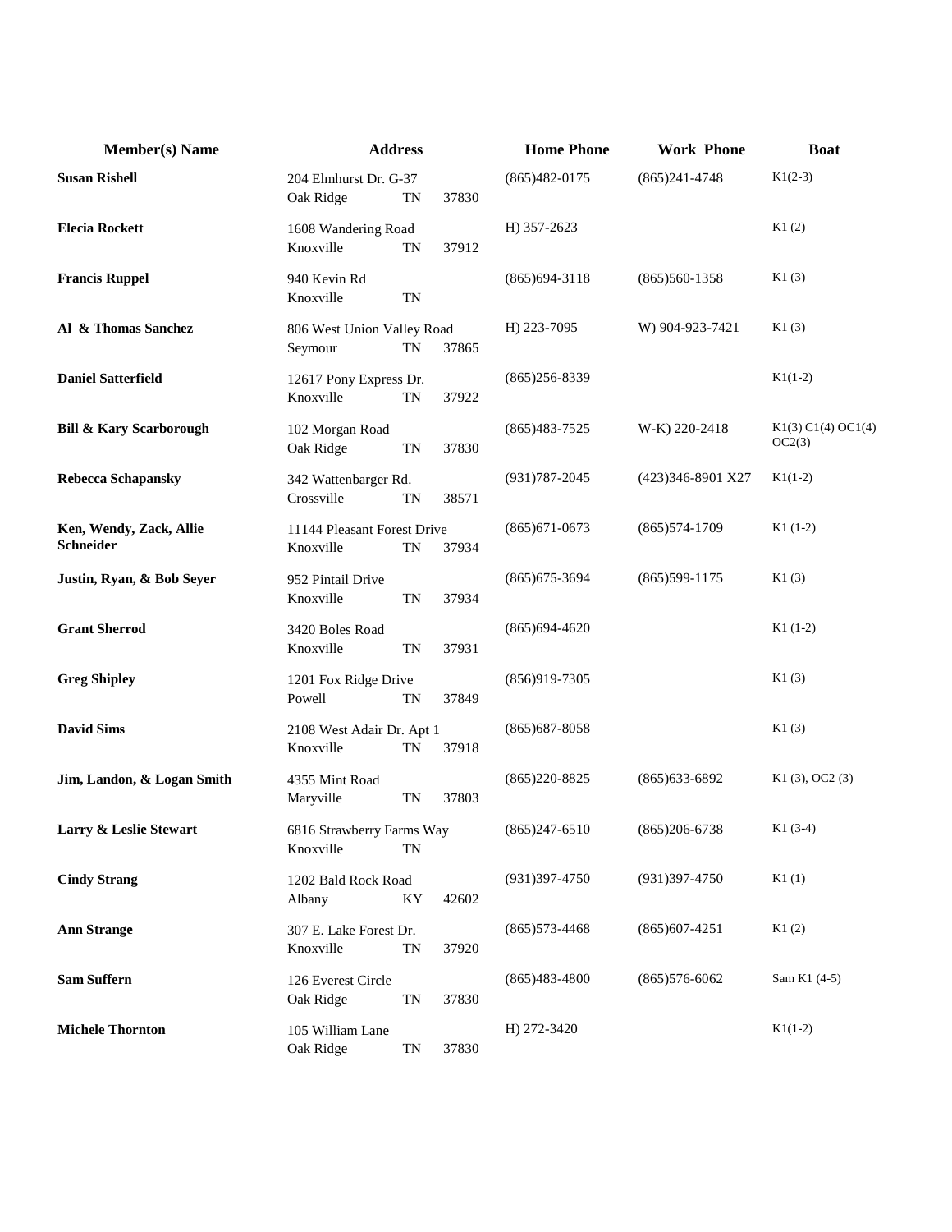| Member(s) Name | Address | Home Phone | Work Phone | Boat |
|---|---|---|---|---|
| **Susan Rishell** | 204 Elmhurst Dr. G-37<br>Oak Ridge TN 37830 | (865)482-0175 | (865)241-4748 | K1(2-3) |
| **Elecia Rockett** | 1608 Wandering Road<br>Knoxville TN 37912 | H) 357-2623 | | K1 (2) |
| **Francis Ruppel** | 940 Kevin Rd<br>Knoxville TN | (865)694-3118 | (865)560-1358 | K1 (3) |
| **Al & Thomas Sanchez** | 806 West Union Valley Road<br>Seymour TN 37865 | H) 223-7095 | W) 904-923-7421 | K1 (3) |
| **Daniel Satterfield** | 12617 Pony Express Dr.<br>Knoxville TN 37922 | (865)256-8339 | | K1(1-2) |
| **Bill & Kary Scarborough** | 102 Morgan Road<br>Oak Ridge TN 37830 | (865)483-7525 | W-K) 220-2418 | K1(3) C1(4) OC1(4) OC2(3) |
| **Rebecca Schapansky** | 342 Wattenbarger Rd.<br>Crossville TN 38571 | (931)787-2045 | (423)346-8901 X27 | K1(1-2) |
| **Ken, Wendy, Zack, Allie Schneider** | 11144 Pleasant Forest Drive<br>Knoxville TN 37934 | (865)671-0673 | (865)574-1709 | K1 (1-2) |
| **Justin, Ryan, & Bob Seyer** | 952 Pintail Drive<br>Knoxville TN 37934 | (865)675-3694 | (865)599-1175 | K1 (3) |
| **Grant Sherrod** | 3420 Boles Road<br>Knoxville TN 37931 | (865)694-4620 | | K1 (1-2) |
| **Greg Shipley** | 1201 Fox Ridge Drive<br>Powell TN 37849 | (856)919-7305 | | K1 (3) |
| **David Sims** | 2108 West Adair Dr. Apt 1<br>Knoxville TN 37918 | (865)687-8058 | | K1 (3) |
| **Jim, Landon, & Logan Smith** | 4355 Mint Road<br>Maryville TN 37803 | (865)220-8825 | (865)633-6892 | K1 (3), OC2 (3) |
| **Larry & Leslie Stewart** | 6816 Strawberry Farms Way<br>Knoxville TN | (865)247-6510 | (865)206-6738 | K1 (3-4) |
| **Cindy Strang** | 1202 Bald Rock Road<br>Albany KY 42602 | (931)397-4750 | (931)397-4750 | K1 (1) |
| **Ann Strange** | 307 E. Lake Forest Dr.<br>Knoxville TN 37920 | (865)573-4468 | (865)607-4251 | K1 (2) |
| **Sam Suffern** | 126 Everest Circle<br>Oak Ridge TN 37830 | (865)483-4800 | (865)576-6062 | Sam K1 (4-5) |
| **Michele Thornton** | 105 William Lane<br>Oak Ridge TN 37830 | H) 272-3420 | | K1(1-2) |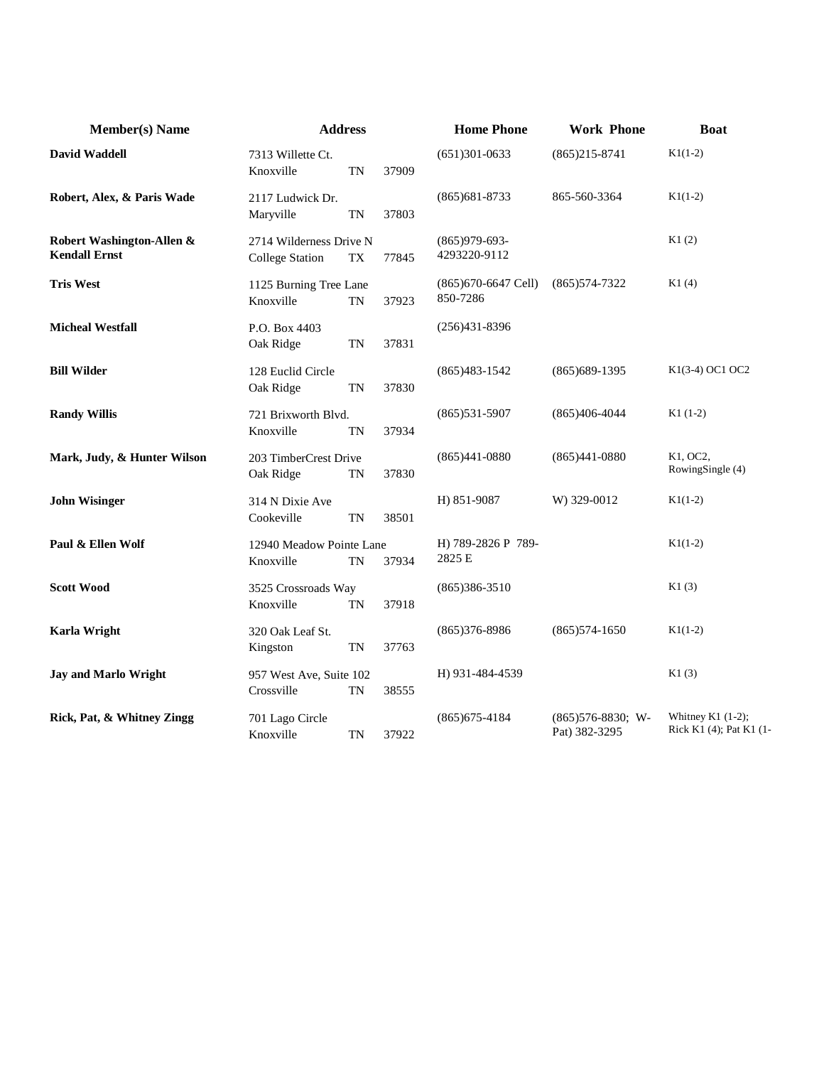| Member(s) Name | Address | Home Phone | Work Phone | Boat |
|---|---|---|---|---|
| **David Waddell** | 7313 Willette Ct. Knoxville TN 37909 | (651)301-0633 | (865)215-8741 | K1(1-2) |
| **Robert, Alex, & Paris Wade** | 2117 Ludwick Dr. Maryville TN 37803 | (865)681-8733 | 865-560-3364 | K1(1-2) |
| **Robert Washington-Allen & Kendall Ernst** | 2714 Wilderness Drive N College Station TX 77845 | (865)979-693-4293220-9112 | | K1 (2) |
| **Tris West** | 1125 Burning Tree Lane Knoxville TN 37923 | (865)670-6647 Cell) 850-7286 | (865)574-7322 | K1 (4) |
| **Micheal Westfall** | P.O. Box 4403 Oak Ridge TN 37831 | (256)431-8396 | | |
| **Bill Wilder** | 128 Euclid Circle Oak Ridge TN 37830 | (865)483-1542 | (865)689-1395 | K1(3-4) OC1 OC2 |
| **Randy Willis** | 721 Brixworth Blvd. Knoxville TN 37934 | (865)531-5907 | (865)406-4044 | K1 (1-2) |
| **Mark, Judy, & Hunter Wilson** | 203 TimberCrest Drive Oak Ridge TN 37830 | (865)441-0880 | (865)441-0880 | K1, OC2, RowingSingle (4) |
| **John Wisinger** | 314 N Dixie Ave Cookeville TN 38501 | H) 851-9087 | W) 329-0012 | K1(1-2) |
| **Paul & Ellen Wolf** | 12940 Meadow Pointe Lane Knoxville TN 37934 | H) 789-2826 P 789-2825 E | | K1(1-2) |
| **Scott Wood** | 3525 Crossroads Way Knoxville TN 37918 | (865)386-3510 | | K1 (3) |
| **Karla Wright** | 320 Oak Leaf St. Kingston TN 37763 | (865)376-8986 | (865)574-1650 | K1(1-2) |
| **Jay and Marlo Wright** | 957 West Ave, Suite 102 Crossville TN 38555 | H) 931-484-4539 | | K1 (3) |
| **Rick, Pat, & Whitney Zingg** | 701 Lago Circle Knoxville TN 37922 | (865)675-4184 | (865)576-8830; W-Pat) 382-3295 | Whitney K1 (1-2); Rick K1 (4); Pat K1 (1- |